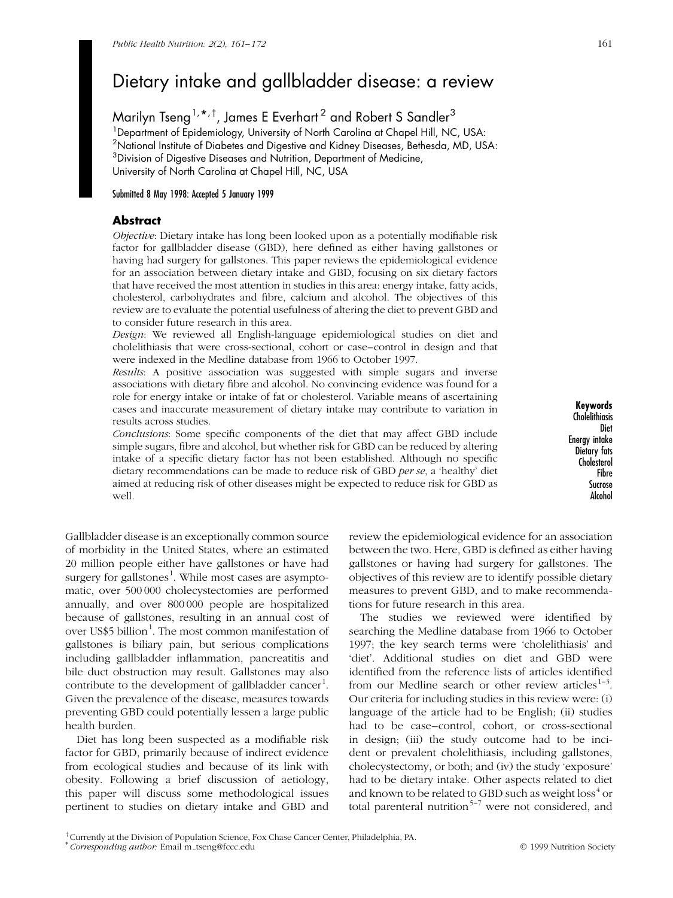# Dietary intake and gallbladder disease: a review

Marilyn Tseng[1,*,†], James E Everhart[2] and Robert S Sandler[3]

[1]Department of Epidemiology, University of North Carolina at Chapel Hill, NC, USA:
[2]National Institute of Diabetes and Digestive and Kidney Diseases, Bethesda, MD, USA:
[3]Division of Digestive Diseases and Nutrition, Department of Medicine, University of North Carolina at Chapel Hill, NC, USA

Submitted 8 May 1998: Accepted 5 January 1999

## Abstract

*Objective*: Dietary intake has long been looked upon as a potentially modifiable risk factor for gallbladder disease (GBD), here defined as either having gallstones or having had surgery for gallstones. This paper reviews the epidemiological evidence for an association between dietary intake and GBD, focusing on six dietary factors that have received the most attention in studies in this area: energy intake, fatty acids, cholesterol, carbohydrates and fibre, calcium and alcohol. The objectives of this review are to evaluate the potential usefulness of altering the diet to prevent GBD and to consider future research in this area.

*Design*: We reviewed all English-language epidemiological studies on diet and cholelithiasis that were cross-sectional, cohort or case–control in design and that were indexed in the Medline database from 1966 to October 1997.

*Results*: A positive association was suggested with simple sugars and inverse associations with dietary fibre and alcohol. No convincing evidence was found for a role for energy intake or intake of fat or cholesterol. Variable means of ascertaining cases and inaccurate measurement of dietary intake may contribute to variation in results across studies.

*Conclusions*: Some specific components of the diet that may affect GBD include simple sugars, fibre and alcohol, but whether risk for GBD can be reduced by altering intake of a specific dietary factor has not been established. Although no specific dietary recommendations can be made to reduce risk of GBD *per se*, a 'healthy' diet aimed at reducing risk of other diseases might be expected to reduce risk for GBD as well.

**Keywords**
Cholelithiasis
Diet
Energy intake
Dietary fats
Cholesterol
Fibre
Sucrose
Alcohol

Gallbladder disease is an exceptionally common source of morbidity in the United States, where an estimated 20 million people either have gallstones or have had surgery for gallstones[1]. While most cases are asymptomatic, over 500 000 cholecystectomies are performed annually, and over 800 000 people are hospitalized because of gallstones, resulting in an annual cost of over US$5 billion[1]. The most common manifestation of gallstones is biliary pain, but serious complications including gallbladder inflammation, pancreatitis and bile duct obstruction may result. Gallstones may also contribute to the development of gallbladder cancer[1]. Given the prevalence of the disease, measures towards preventing GBD could potentially lessen a large public health burden.

Diet has long been suspected as a modifiable risk factor for GBD, primarily because of indirect evidence from ecological studies and because of its link with obesity. Following a brief discussion of aetiology, this paper will discuss some methodological issues pertinent to studies on dietary intake and GBD and review the epidemiological evidence for an association between the two. Here, GBD is defined as either having gallstones or having had surgery for gallstones. The objectives of this review are to identify possible dietary measures to prevent GBD, and to make recommendations for future research in this area.

The studies we reviewed were identified by searching the Medline database from 1966 to October 1997; the key search terms were 'cholelithiasis' and 'diet'. Additional studies on diet and GBD were identified from the reference lists of articles identified from our Medline search or other review articles[1–3]. Our criteria for including studies in this review were: (i) language of the article had to be English; (ii) studies had to be case–control, cohort, or cross-sectional in design; (iii) the study outcome had to be incident or prevalent cholelithiasis, including gallstones, cholecystectomy, or both; and (iv) the study 'exposure' had to be dietary intake. Other aspects related to diet and known to be related to GBD such as weight loss[4] or total parenteral nutrition[5–7] were not considered, and

[†]Currently at the Division of Population Science, Fox Chase Cancer Center, Philadelphia, PA.
[*]*Corresponding author:* Email m_tseng@fccc.edu

© 1999 Nutrition Society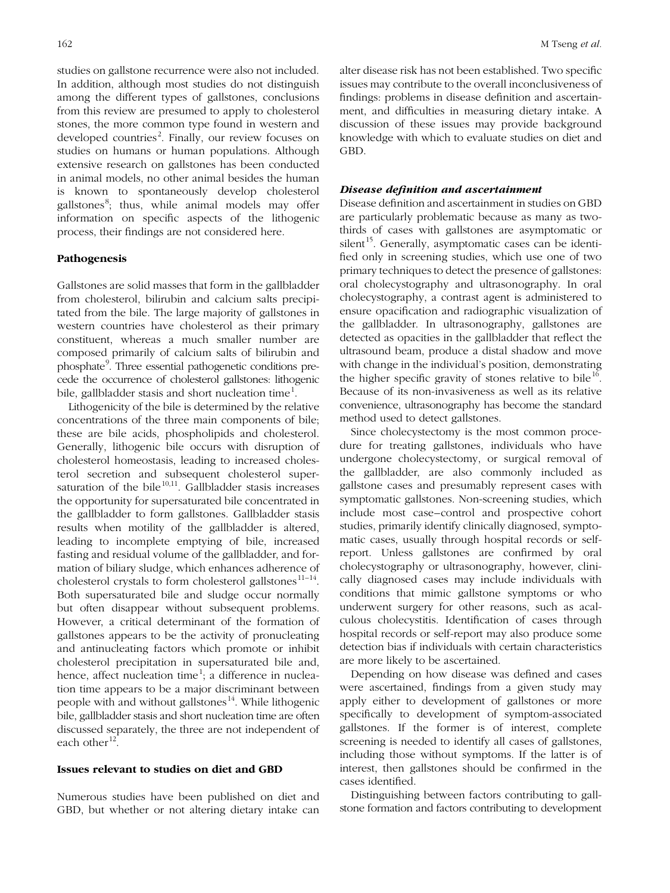studies on gallstone recurrence were also not included. In addition, although most studies do not distinguish among the different types of gallstones, conclusions from this review are presumed to apply to cholesterol stones, the more common type found in western and developed countries[2]. Finally, our review focuses on studies on humans or human populations. Although extensive research on gallstones has been conducted in animal models, no other animal besides the human is known to spontaneously develop cholesterol gallstones[8]; thus, while animal models may offer information on specific aspects of the lithogenic process, their findings are not considered here.

## Pathogenesis

Gallstones are solid masses that form in the gallbladder from cholesterol, bilirubin and calcium salts precipitated from the bile. The large majority of gallstones in western countries have cholesterol as their primary constituent, whereas a much smaller number are composed primarily of calcium salts of bilirubin and phosphate[9]. Three essential pathogenetic conditions precede the occurrence of cholesterol gallstones: lithogenic bile, gallbladder stasis and short nucleation time[1].

Lithogenicity of the bile is determined by the relative concentrations of the three main components of bile; these are bile acids, phospholipids and cholesterol. Generally, lithogenic bile occurs with disruption of cholesterol homeostasis, leading to increased cholesterol secretion and subsequent cholesterol supersaturation of the bile[10,11]. Gallbladder stasis increases the opportunity for supersaturated bile concentrated in the gallbladder to form gallstones. Gallbladder stasis results when motility of the gallbladder is altered, leading to incomplete emptying of bile, increased fasting and residual volume of the gallbladder, and formation of biliary sludge, which enhances adherence of cholesterol crystals to form cholesterol gallstones[11–14]. Both supersaturated bile and sludge occur normally but often disappear without subsequent problems. However, a critical determinant of the formation of gallstones appears to be the activity of pronucleating and antinucleating factors which promote or inhibit cholesterol precipitation in supersaturated bile and, hence, affect nucleation time[1]; a difference in nucleation time appears to be a major discriminant between people with and without gallstones[14]. While lithogenic bile, gallbladder stasis and short nucleation time are often discussed separately, the three are not independent of each other[12].

## Issues relevant to studies on diet and GBD

Numerous studies have been published on diet and GBD, but whether or not altering dietary intake can alter disease risk has not been established. Two specific issues may contribute to the overall inconclusiveness of findings: problems in disease definition and ascertainment, and difficulties in measuring dietary intake. A discussion of these issues may provide background knowledge with which to evaluate studies on diet and GBD.

### *Disease definition and ascertainment*

Disease definition and ascertainment in studies on GBD are particularly problematic because as many as two-thirds of cases with gallstones are asymptomatic or silent[15]. Generally, asymptomatic cases can be identified only in screening studies, which use one of two primary techniques to detect the presence of gallstones: oral cholecystography and ultrasonography. In oral cholecystography, a contrast agent is administered to ensure opacification and radiographic visualization of the gallbladder. In ultrasonography, gallstones are detected as opacities in the gallbladder that reflect the ultrasound beam, produce a distal shadow and move with change in the individual's position, demonstrating the higher specific gravity of stones relative to bile[16]. Because of its non-invasiveness as well as its relative convenience, ultrasonography has become the standard method used to detect gallstones.

Since cholecystectomy is the most common procedure for treating gallstones, individuals who have undergone cholecystectomy, or surgical removal of the gallbladder, are also commonly included as gallstone cases and presumably represent cases with symptomatic gallstones. Non-screening studies, which include most case–control and prospective cohort studies, primarily identify clinically diagnosed, symptomatic cases, usually through hospital records or self-report. Unless gallstones are confirmed by oral cholecystography or ultrasonography, however, clinically diagnosed cases may include individuals with conditions that mimic gallstone symptoms or who underwent surgery for other reasons, such as acalculous cholecystitis. Identification of cases through hospital records or self-report may also produce some detection bias if individuals with certain characteristics are more likely to be ascertained.

Depending on how disease was defined and cases were ascertained, findings from a given study may apply either to development of gallstones or more specifically to development of symptom-associated gallstones. If the former is of interest, complete screening is needed to identify all cases of gallstones, including those without symptoms. If the latter is of interest, then gallstones should be confirmed in the cases identified.

Distinguishing between factors contributing to gallstone formation and factors contributing to development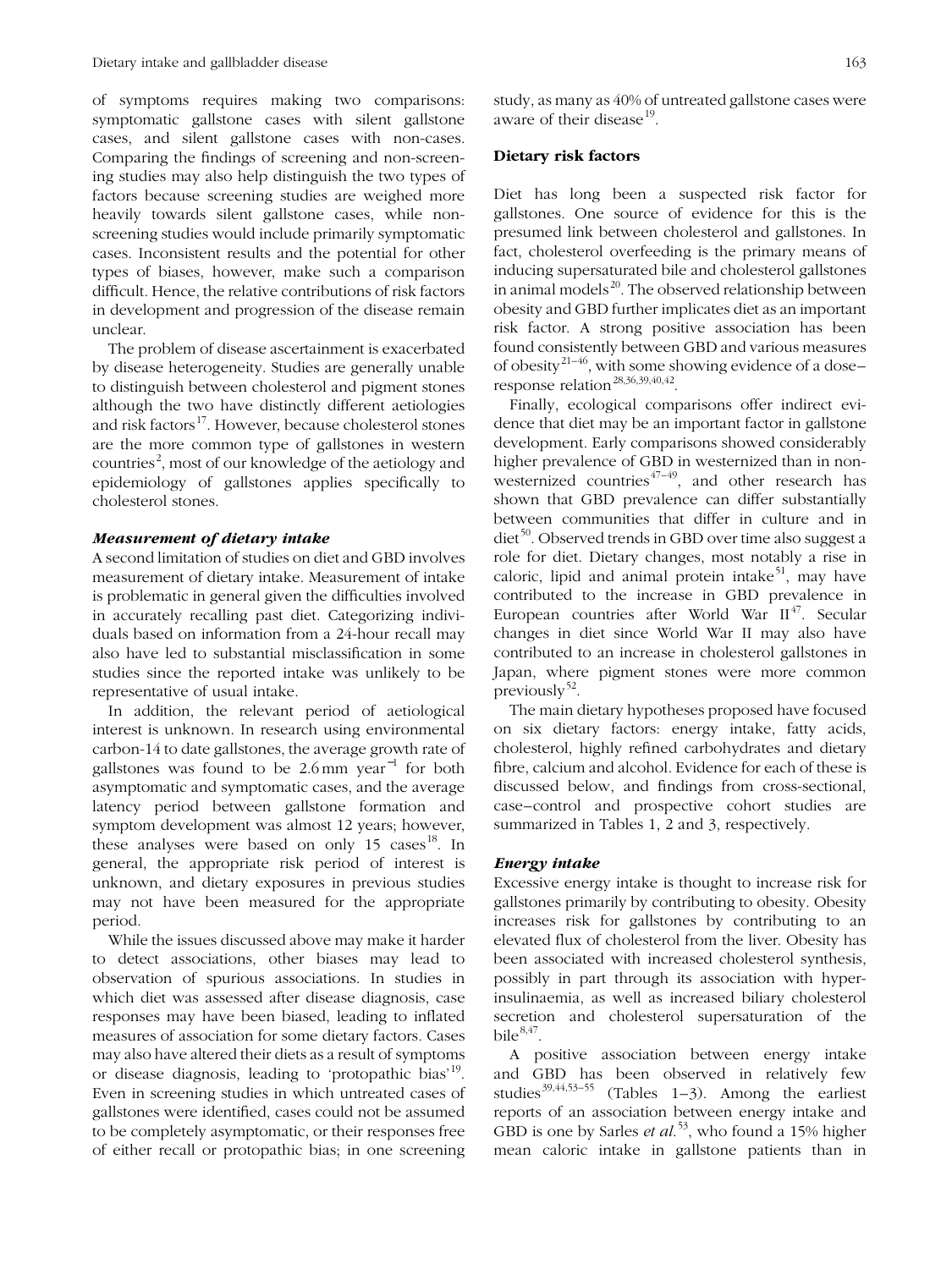of symptoms requires making two comparisons: symptomatic gallstone cases with silent gallstone cases, and silent gallstone cases with non-cases. Comparing the findings of screening and non-screening studies may also help distinguish the two types of factors because screening studies are weighed more heavily towards silent gallstone cases, while non-screening studies would include primarily symptomatic cases. Inconsistent results and the potential for other types of biases, however, make such a comparison difficult. Hence, the relative contributions of risk factors in development and progression of the disease remain unclear.

The problem of disease ascertainment is exacerbated by disease heterogeneity. Studies are generally unable to distinguish between cholesterol and pigment stones although the two have distinctly different aetiologies and risk factors[17]. However, because cholesterol stones are the more common type of gallstones in western countries[2], most of our knowledge of the aetiology and epidemiology of gallstones applies specifically to cholesterol stones.

### *Measurement of dietary intake*

A second limitation of studies on diet and GBD involves measurement of dietary intake. Measurement of intake is problematic in general given the difficulties involved in accurately recalling past diet. Categorizing individuals based on information from a 24-hour recall may also have led to substantial misclassification in some studies since the reported intake was unlikely to be representative of usual intake.

In addition, the relevant period of aetiological interest is unknown. In research using environmental carbon-14 to date gallstones, the average growth rate of gallstones was found to be 2.6 mm year$^{-1}$ for both asymptomatic and symptomatic cases, and the average latency period between gallstone formation and symptom development was almost 12 years; however, these analyses were based on only 15 cases[18]. In general, the appropriate risk period of interest is unknown, and dietary exposures in previous studies may not have been measured for the appropriate period.

While the issues discussed above may make it harder to detect associations, other biases may lead to observation of spurious associations. In studies in which diet was assessed after disease diagnosis, case responses may have been biased, leading to inflated measures of association for some dietary factors. Cases may also have altered their diets as a result of symptoms or disease diagnosis, leading to 'protopathic bias'[19]. Even in screening studies in which untreated cases of gallstones were identified, cases could not be assumed to be completely asymptomatic, or their responses free of either recall or protopathic bias; in one screening study, as many as 40% of untreated gallstone cases were aware of their disease[19].

## Dietary risk factors

Diet has long been a suspected risk factor for gallstones. One source of evidence for this is the presumed link between cholesterol and gallstones. In fact, cholesterol overfeeding is the primary means of inducing supersaturated bile and cholesterol gallstones in animal models[20]. The observed relationship between obesity and GBD further implicates diet as an important risk factor. A strong positive association has been found consistently between GBD and various measures of obesity[21–46], with some showing evidence of a dose–response relation[28,36,39,40,42].

Finally, ecological comparisons offer indirect evidence that diet may be an important factor in gallstone development. Early comparisons showed considerably higher prevalence of GBD in westernized than in non-westernized countries[47–49], and other research has shown that GBD prevalence can differ substantially between communities that differ in culture and in diet[50]. Observed trends in GBD over time also suggest a role for diet. Dietary changes, most notably a rise in caloric, lipid and animal protein intake[51], may have contributed to the increase in GBD prevalence in European countries after World War II[47]. Secular changes in diet since World War II may also have contributed to an increase in cholesterol gallstones in Japan, where pigment stones were more common previously[52].

The main dietary hypotheses proposed have focused on six dietary factors: energy intake, fatty acids, cholesterol, highly refined carbohydrates and dietary fibre, calcium and alcohol. Evidence for each of these is discussed below, and findings from cross-sectional, case–control and prospective cohort studies are summarized in Tables 1, 2 and 3, respectively.

### *Energy intake*

Excessive energy intake is thought to increase risk for gallstones primarily by contributing to obesity. Obesity increases risk for gallstones by contributing to an elevated flux of cholesterol from the liver. Obesity has been associated with increased cholesterol synthesis, possibly in part through its association with hyperinsulinaemia, as well as increased biliary cholesterol secretion and cholesterol supersaturation of the bile[8,47].

A positive association between energy intake and GBD has been observed in relatively few studies[39,44,53–55] (Tables 1–3). Among the earliest reports of an association between energy intake and GBD is one by Sarles *et al.*[53], who found a 15% higher mean caloric intake in gallstone patients than in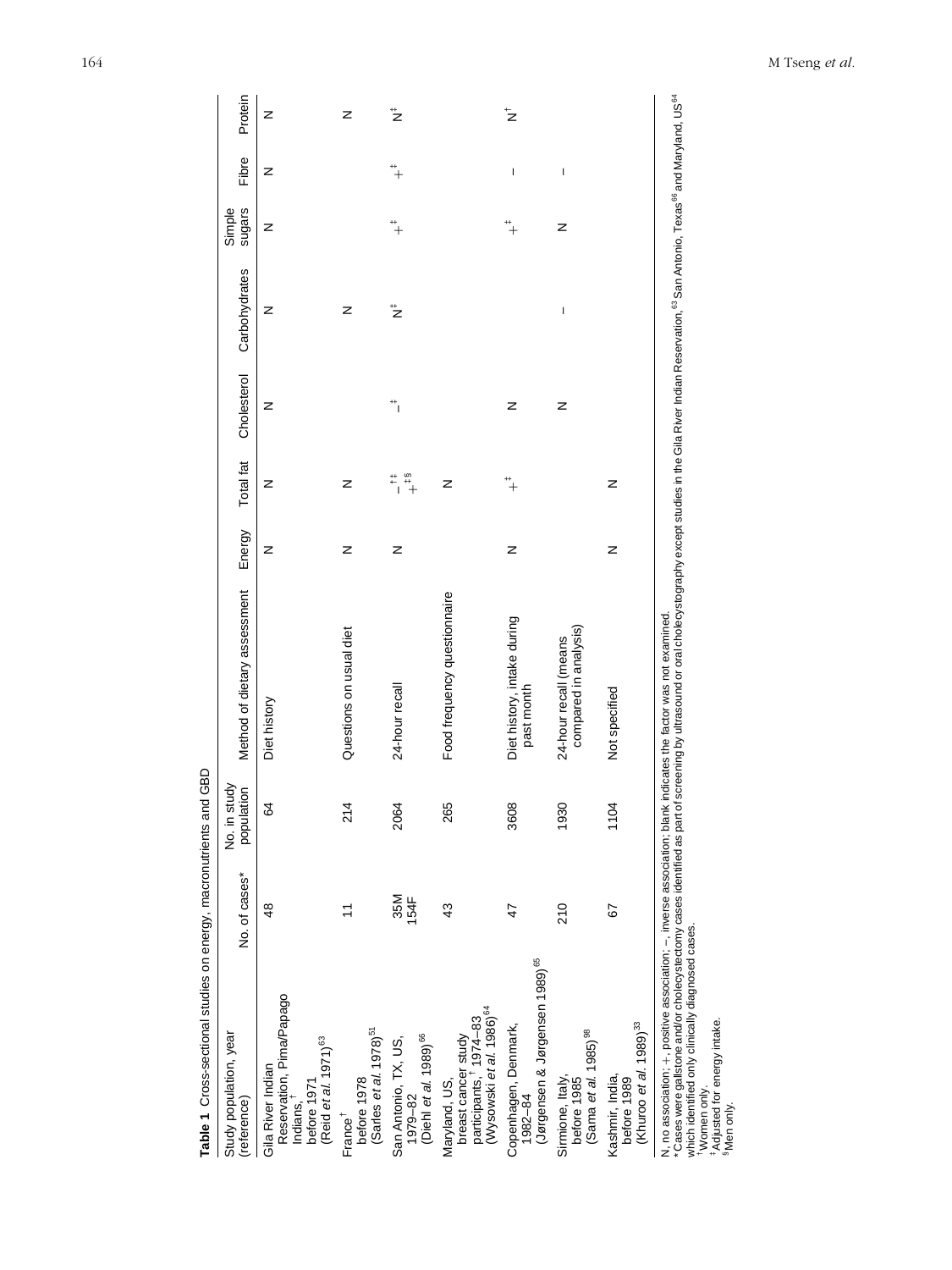**Table 1** Cross-sectional studies on energy, macronutrients and GBD

| Study population, year (reference) | No. of cases* | No. in study population | Method of dietary assessment | Energy | Total fat | Cholesterol | Carbohydrates | Simple sugars | Fibre | Protein |
|---|---|---|---|---|---|---|---|---|---|---|
| Gila River Indian Reservation, Pima/Papago Indians,[†] before 1971 (Reid *et al.* 1971)[63] | 48 | 64 | Diet history | N | N | N | N | N | N | N |
| France[†] before 1978 (Sarles *et al.* 1978)[51] | 11 | 214 | Questions on usual diet | N | N | | N | | | N |
| San Antonio, TX, US, 1979–82 (Diehl *et al.* 1989)[66] | 35M 154F | 2064 | 24-hour recall | N | –[†‡] +[‡§] | –[‡] | N[‡] | +[‡] | +[‡] | N[‡] |
| Maryland, US, breast cancer study participants,[†] 1974–83 (Wysowski *et al.* 1986)[64] | 43 | 265 | Food frequency questionnaire | | N | | | | | |
| Copenhagen, Denmark, 1982–84 (Jørgensen & Jørgensen 1989)[65] | 47 | 3608 | Diet history, intake during past month | N | +[‡] | N | | +[‡] | – | N[†] |
| Sirmione, Italy, before 1985 (Sama *et al.* 1985)[98] | 210 | 1930 | 24-hour recall (means compared in analysis) | | | N | – | N | – | |
| Kashmir, India, before 1989 (Khuroo *et al.* 1989)[33] | 67 | 1104 | Not specified | N | N | | | | | |

N, no association; +, positive association; –, inverse association; blank indicates the factor was not examined.
*Cases were gallstone and/or cholecystectomy cases identified as part of screening by ultrasound or oral cholecystography except studies in the Gila River Indian Reservation,[63] San Antonio, Texas[66] and Maryland, US[64] which identified only clinically diagnosed cases.
[†]Women only.
[‡]Adjusted for energy intake.
[§]Men only.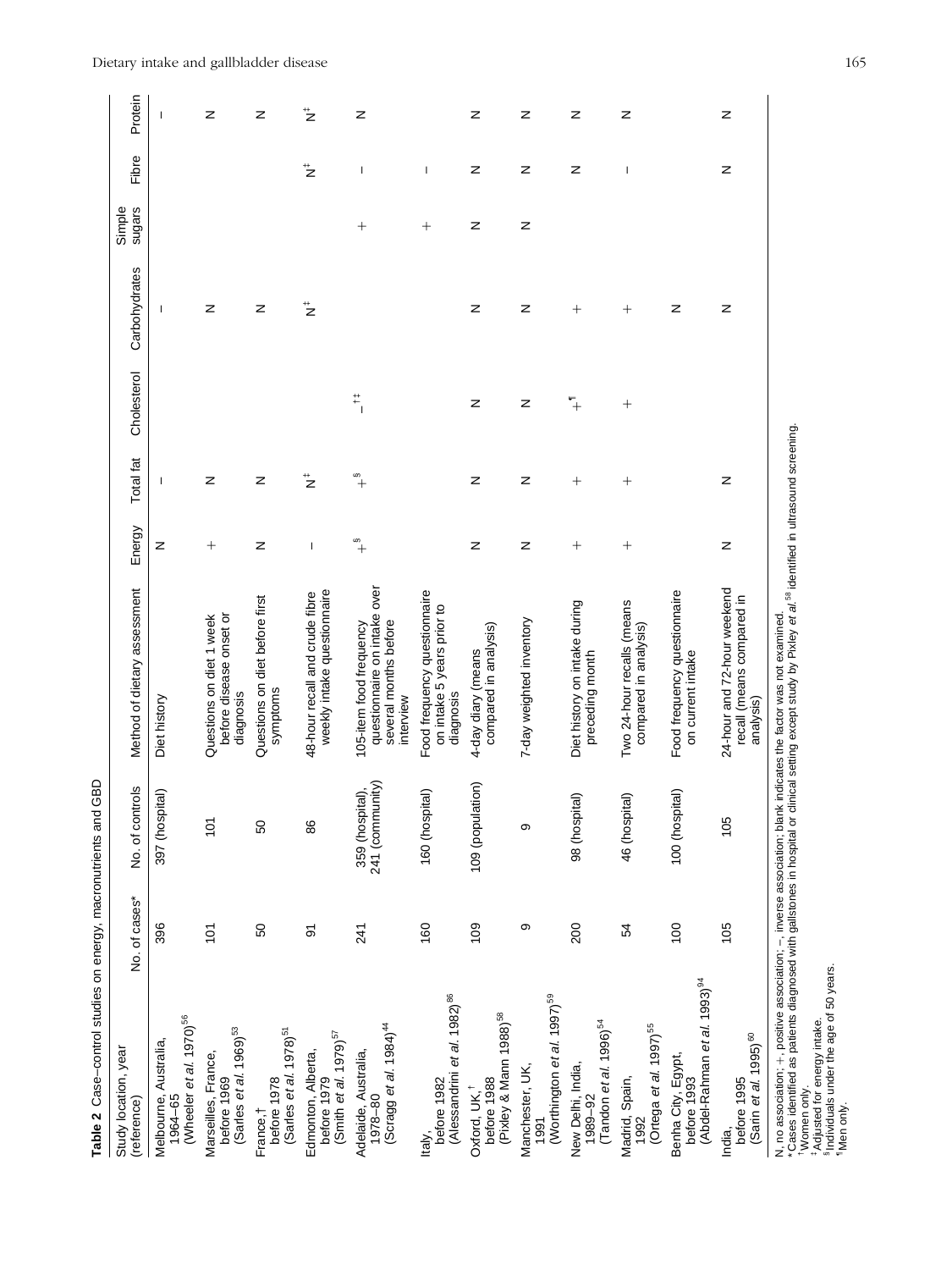**Table 2** Case–control studies on energy, macronutrients and GBD

| Study location, year (reference) | No. of cases* | No. of controls | Method of dietary assessment | Energy | Total fat | Cholesterol | Carbohydrates | Simple sugars | Fibre | Protein |
|---|---|---|---|---|---|---|---|---|---|---|
| Melbourne, Australia, 1964–65 (Wheeler *et al.* 1970)[56] | 396 | 397 (hospital) | Diet history | N | – | | – | | | – |
| Marseilles, France, before 1969 (Sarles *et al.* 1969)[53] | 101 | 101 | Questions on diet 1 week before disease onset or diagnosis | + | N | | N | | | N |
| France,† before 1978 (Sarles *et al.* 1978)[51] | 50 | 50 | Questions on diet before first symptoms | N | N | | N | | | N |
| Edmonton, Alberta, before 1979 (Smith *et al.* 1979)[57] | 91 | 86 | 48-hour recall and crude fibre weekly intake questionnaire | – | N‡ | | N‡ | | N‡ | N‡ |
| Adelaide, Australia, 1978–80 (Scragg *et al.* 1984)[44] | 241 | 359 (hospital), 241 (community) | 105-item food frequency questionnaire on intake over several months before interview | +§ | +§ | –†‡ | | + | – | N |
| Italy, before 1982 (Alessandrini *et al.* 1982)[86] | 160 | 160 (hospital) | Food frequency questionnaire on intake 5 years prior to diagnosis | | | | | + | – | |
| Oxford, UK,† before 1988 (Pixley & Mann 1988)[58] | 109 | 109 (population) | 4-day diary (means compared in analysis) | N | N | N | N | N | N | N |
| Manchester, UK, 1991 (Worthington *et al.* 1997)[59] | 9 | 9 | 7-day weighted inventory | N | N | N | N | N | N | N |
| New Delhi, India, 1989–92 (Tandon *et al.* 1996)[54] | 200 | 98 (hospital) | Diet history on intake during preceding month | + | + | +¶ | + | | N | N |
| Madrid, Spain, 1992 (Ortega *et al.* 1997)[55] | 54 | 46 (hospital) | Two 24-hour recalls (means compared in analysis) | + | + | + | + | | – | N |
| Benha City, Egypt, before 1993 (Abdel-Rahman *et al.* 1993)[94] | 100 | 100 (hospital) | Food frequency questionnaire on current intake | | | | N | | | |
| India, before 1995 (Sarin *et al.* 1995)[60] | 105 | 105 | 24-hour and 72-hour weekend recall (means compared in analysis) | N | N | | N | | N | N |

N, no association; +, positive association; –, inverse association; blank indicates the factor was not examined.
*Cases identified as patients diagnosed with gallstones in hospital or clinical setting except study by Pixley *et al.*[58] identified in ultrasound screening.
†Women only.
‡Adjusted for energy intake.
§Individuals under the age of 50 years.
¶Men only.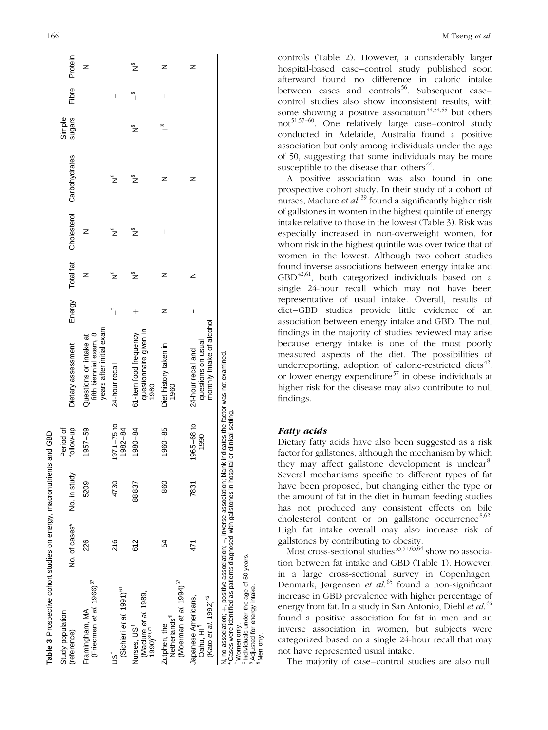**Table 3** Prospective cohort studies on energy, macronutrients and GBD

| Study population (reference) | No. of cases* | No. in study | Period of follow-up | Dietary assessment | Energy | Total fat | Cholesterol | Carbohydrates | Simple sugars | Fibre | Protein |
|---|---|---|---|---|---|---|---|---|---|---|---|
| Framingham, MA (Friedman *et al.* 1966)[37] | 226 | 5209 | 1957–59 | Questions on intake at fifth biennial exam, 8 years after initial exam | | N | N | | | | N |
| US[†] (Sichieri *et al.* 1991)[61] | 216 | 4730 | 1971–75 to 1982–84 | 24-hour recall | –[‡] | N[§] | N[§] | N[§] | | – | |
| Nurses, US[†] (Maclure *et al.* 1989, 1990)[39,71] | 612 | 88 837 | 1980–84 | 61-item food frequency questionnaire given in 1980 | + | N[§] | N[§] | N[§] | N[§] | –[§] | N[§] |
| Zutphen, the Netherlands[¶] (Moerman *et al.* 1994)[67] | 54 | 860 | 1960–85 | Diet history taken in 1960 | N | N | – | N | +[§] | – | N |
| Japanese Americans, Oahu, HI[¶] (Kato *et al.* 1992)[42] | 471 | 7831 | 1965–68 to 1990 | 24-hour recall and questions on usual monthly intake of alcohol | – | N | | N | | | N |

N, no association; +, positive association; –, inverse association; blank indicates the factor was not examined.
*Cases were identified as patients diagnosed with gallstones in hospital or clinical setting.
[†]Women only.
[‡]Individuals under the age of 50 years.
[§]Adjusted for energy intake.
[¶]Men only.

controls (Table 2). However, a considerably larger hospital-based case–control study published soon afterward found no difference in caloric intake between cases and controls[56]. Subsequent case–control studies also show inconsistent results, with some showing a positive association[44,54,55] but others not[51,57–60]. One relatively large case–control study conducted in Adelaide, Australia found a positive association but only among individuals under the age of 50, suggesting that some individuals may be more susceptible to the disease than others[44].

A positive association was also found in one prospective cohort study. In their study of a cohort of nurses, Maclure *et al.*[39] found a significantly higher risk of gallstones in women in the highest quintile of energy intake relative to those in the lowest (Table 3). Risk was especially increased in non-overweight women, for whom risk in the highest quintile was over twice that of women in the lowest. Although two cohort studies found inverse associations between energy intake and GBD[42,61], both categorized individuals based on a single 24-hour recall which may not have been representative of usual intake. Overall, results of diet–GBD studies provide little evidence of an association between energy intake and GBD. The null findings in the majority of studies reviewed may arise because energy intake is one of the most poorly measured aspects of the diet. The possibilities of underreporting, adoption of calorie-restricted diets[42], or lower energy expenditure[57] in obese individuals at higher risk for the disease may also contribute to null findings.

### *Fatty acids*

Dietary fatty acids have also been suggested as a risk factor for gallstones, although the mechanism by which they may affect gallstone development is unclear[8]. Several mechanisms specific to different types of fat have been proposed, but changing either the type or the amount of fat in the diet in human feeding studies has not produced any consistent effects on bile cholesterol content or on gallstone occurrence[8,62]. High fat intake overall may also increase risk of gallstones by contributing to obesity.

Most cross-sectional studies[33,51,63,64] show no association between fat intake and GBD (Table 1). However, in a large cross-sectional survey in Copenhagen, Denmark, Jørgensen *et al.*[65] found a non-significant increase in GBD prevalence with higher percentage of energy from fat. In a study in San Antonio, Diehl *et al.*[66] found a positive association for fat in men and an inverse association in women, but subjects were categorized based on a single 24-hour recall that may not have represented usual intake.

The majority of case–control studies are also null,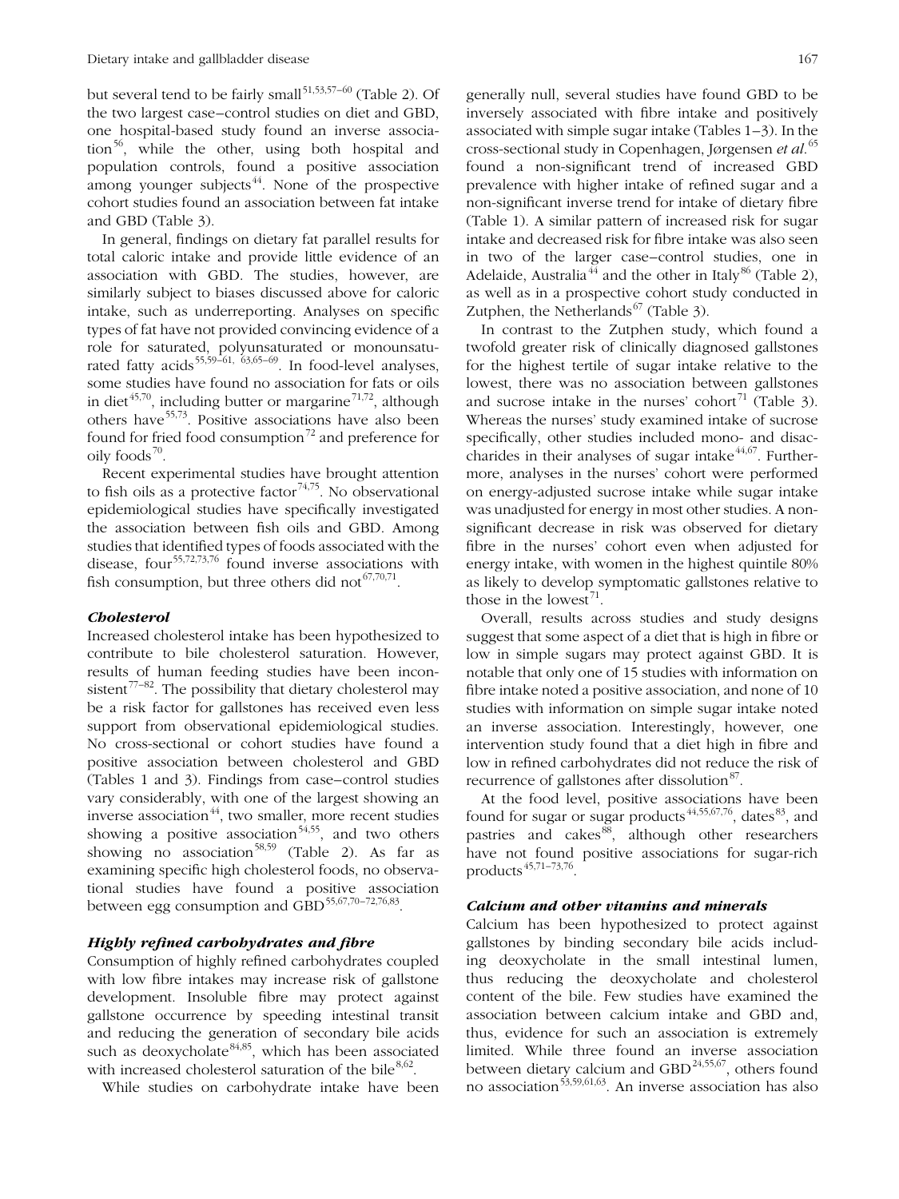but several tend to be fairly small[51,53,57–60] (Table 2). Of the two largest case–control studies on diet and GBD, one hospital-based study found an inverse association[56], while the other, using both hospital and population controls, found a positive association among younger subjects[44]. None of the prospective cohort studies found an association between fat intake and GBD (Table 3).

In general, findings on dietary fat parallel results for total caloric intake and provide little evidence of an association with GBD. The studies, however, are similarly subject to biases discussed above for caloric intake, such as underreporting. Analyses on specific types of fat have not provided convincing evidence of a role for saturated, polyunsaturated or monounsaturated fatty acids[55,59–61, 63,65–69]. In food-level analyses, some studies have found no association for fats or oils in diet[45,70], including butter or margarine[71,72], although others have[55,73]. Positive associations have also been found for fried food consumption[72] and preference for oily foods[70].

Recent experimental studies have brought attention to fish oils as a protective factor[74,75]. No observational epidemiological studies have specifically investigated the association between fish oils and GBD. Among studies that identified types of foods associated with the disease, four[55,72,73,76] found inverse associations with fish consumption, but three others did not[67,70,71].

### *Cholesterol*

Increased cholesterol intake has been hypothesized to contribute to bile cholesterol saturation. However, results of human feeding studies have been inconsistent[77–82]. The possibility that dietary cholesterol may be a risk factor for gallstones has received even less support from observational epidemiological studies. No cross-sectional or cohort studies have found a positive association between cholesterol and GBD (Tables 1 and 3). Findings from case–control studies vary considerably, with one of the largest showing an inverse association[44], two smaller, more recent studies showing a positive association[54,55], and two others showing no association[58,59] (Table 2). As far as examining specific high cholesterol foods, no observational studies have found a positive association between egg consumption and GBD[55,67,70–72,76,83].

### *Highly refined carbohydrates and fibre*

Consumption of highly refined carbohydrates coupled with low fibre intakes may increase risk of gallstone development. Insoluble fibre may protect against gallstone occurrence by speeding intestinal transit and reducing the generation of secondary bile acids such as deoxycholate[84,85], which has been associated with increased cholesterol saturation of the bile[8,62].

While studies on carbohydrate intake have been generally null, several studies have found GBD to be inversely associated with fibre intake and positively associated with simple sugar intake (Tables 1–3). In the cross-sectional study in Copenhagen, Jørgensen *et al.*[65] found a non-significant trend of increased GBD prevalence with higher intake of refined sugar and a non-significant inverse trend for intake of dietary fibre (Table 1). A similar pattern of increased risk for sugar intake and decreased risk for fibre intake was also seen in two of the larger case–control studies, one in Adelaide, Australia[44] and the other in Italy[86] (Table 2), as well as in a prospective cohort study conducted in Zutphen, the Netherlands[67] (Table 3).

In contrast to the Zutphen study, which found a twofold greater risk of clinically diagnosed gallstones for the highest tertile of sugar intake relative to the lowest, there was no association between gallstones and sucrose intake in the nurses' cohort[71] (Table 3). Whereas the nurses' study examined intake of sucrose specifically, other studies included mono- and disaccharides in their analyses of sugar intake[44,67]. Furthermore, analyses in the nurses' cohort were performed on energy-adjusted sucrose intake while sugar intake was unadjusted for energy in most other studies. A non-significant decrease in risk was observed for dietary fibre in the nurses' cohort even when adjusted for energy intake, with women in the highest quintile 80% as likely to develop symptomatic gallstones relative to those in the lowest[71].

Overall, results across studies and study designs suggest that some aspect of a diet that is high in fibre or low in simple sugars may protect against GBD. It is notable that only one of 15 studies with information on fibre intake noted a positive association, and none of 10 studies with information on simple sugar intake noted an inverse association. Interestingly, however, one intervention study found that a diet high in fibre and low in refined carbohydrates did not reduce the risk of recurrence of gallstones after dissolution[87].

At the food level, positive associations have been found for sugar or sugar products[44,55,67,76], dates[83], and pastries and cakes[88], although other researchers have not found positive associations for sugar-rich products[45,71–73,76].

### *Calcium and other vitamins and minerals*

Calcium has been hypothesized to protect against gallstones by binding secondary bile acids including deoxycholate in the small intestinal lumen, thus reducing the deoxycholate and cholesterol content of the bile. Few studies have examined the association between calcium intake and GBD and, thus, evidence for such an association is extremely limited. While three found an inverse association between dietary calcium and GBD[24,55,67], others found no association[53,59,61,63]. An inverse association has also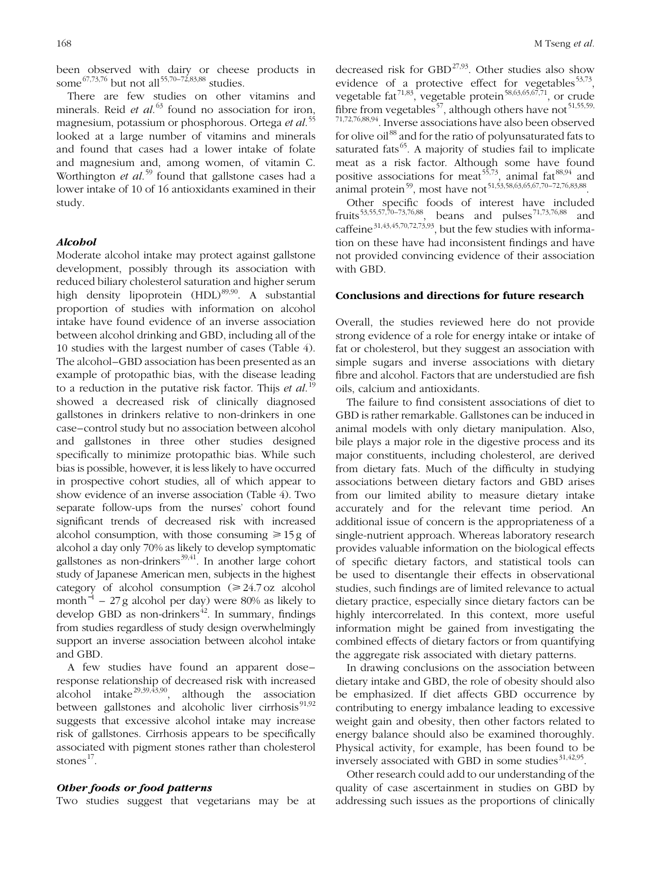been observed with dairy or cheese products in some[67,73,76] but not all[55,70–72,83,88] studies.

There are few studies on other vitamins and minerals. Reid *et al.*[63] found no association for iron, magnesium, potassium or phosphorous. Ortega *et al.*[55] looked at a large number of vitamins and minerals and found that cases had a lower intake of folate and magnesium and, among women, of vitamin C. Worthington *et al.*[59] found that gallstone cases had a lower intake of 10 of 16 antioxidants examined in their study.

### *Alcohol*

Moderate alcohol intake may protect against gallstone development, possibly through its association with reduced biliary cholesterol saturation and higher serum high density lipoprotein (HDL)[89,90]. A substantial proportion of studies with information on alcohol intake have found evidence of an inverse association between alcohol drinking and GBD, including all of the 10 studies with the largest number of cases (Table 4). The alcohol–GBD association has been presented as an example of protopathic bias, with the disease leading to a reduction in the putative risk factor. Thijs *et al.*[19] showed a decreased risk of clinically diagnosed gallstones in drinkers relative to non-drinkers in one case–control study but no association between alcohol and gallstones in three other studies designed specifically to minimize protopathic bias. While such bias is possible, however, it is less likely to have occurred in prospective cohort studies, all of which appear to show evidence of an inverse association (Table 4). Two separate follow-ups from the nurses' cohort found significant trends of decreased risk with increased alcohol consumption, with those consuming $\geq 15$ g of alcohol a day only 70% as likely to develop symptomatic gallstones as non-drinkers[39,41]. In another large cohort study of Japanese American men, subjects in the highest category of alcohol consumption ($\geq 24.7$ oz alcohol month$^{-1}$ – 27 g alcohol per day) were 80% as likely to develop GBD as non-drinkers[42]. In summary, findings from studies regardless of study design overwhelmingly support an inverse association between alcohol intake and GBD.

A few studies have found an apparent dose–response relationship of decreased risk with increased alcohol intake[29,39,43,90], although the association between gallstones and alcoholic liver cirrhosis[91,92] suggests that excessive alcohol intake may increase risk of gallstones. Cirrhosis appears to be specifically associated with pigment stones rather than cholesterol stones[17].

### *Other foods or food patterns*

Two studies suggest that vegetarians may be at decreased risk for GBD[27,93]. Other studies also show evidence of a protective effect for vegetables[53,73], vegetable fat[71,83], vegetable protein[58,63,65,67,71], or crude fibre from vegetables[57], although others have not[51,55,59,71,72,76,88,94]. Inverse associations have also been observed for olive oil[88] and for the ratio of polyunsaturated fats to saturated fats[65]. A majority of studies fail to implicate meat as a risk factor. Although some have found positive associations for meat[55,73], animal fat[88,94] and animal protein[59], most have not[51,53,58,63,65,67,70–72,76,83,88].

Other specific foods of interest have included fruits[53,55,57,70–73,76,88], beans and pulses[71,73,76,88] and caffeine[31,43,45,70,72,73,93], but the few studies with information on these have had inconsistent findings and have not provided convincing evidence of their association with GBD.

## Conclusions and directions for future research

Overall, the studies reviewed here do not provide strong evidence of a role for energy intake or intake of fat or cholesterol, but they suggest an association with simple sugars and inverse associations with dietary fibre and alcohol. Factors that are understudied are fish oils, calcium and antioxidants.

The failure to find consistent associations of diet to GBD is rather remarkable. Gallstones can be induced in animal models with only dietary manipulation. Also, bile plays a major role in the digestive process and its major constituents, including cholesterol, are derived from dietary fats. Much of the difficulty in studying associations between dietary factors and GBD arises from our limited ability to measure dietary intake accurately and for the relevant time period. An additional issue of concern is the appropriateness of a single-nutrient approach. Whereas laboratory research provides valuable information on the biological effects of specific dietary factors, and statistical tools can be used to disentangle their effects in observational studies, such findings are of limited relevance to actual dietary practice, especially since dietary factors can be highly intercorrelated. In this context, more useful information might be gained from investigating the combined effects of dietary factors or from quantifying the aggregate risk associated with dietary patterns.

In drawing conclusions on the association between dietary intake and GBD, the role of obesity should also be emphasized. If diet affects GBD occurrence by contributing to energy imbalance leading to excessive weight gain and obesity, then other factors related to energy balance should also be examined thoroughly. Physical activity, for example, has been found to be inversely associated with GBD in some studies[31,42,95].

Other research could add to our understanding of the quality of case ascertainment in studies on GBD by addressing such issues as the proportions of clinically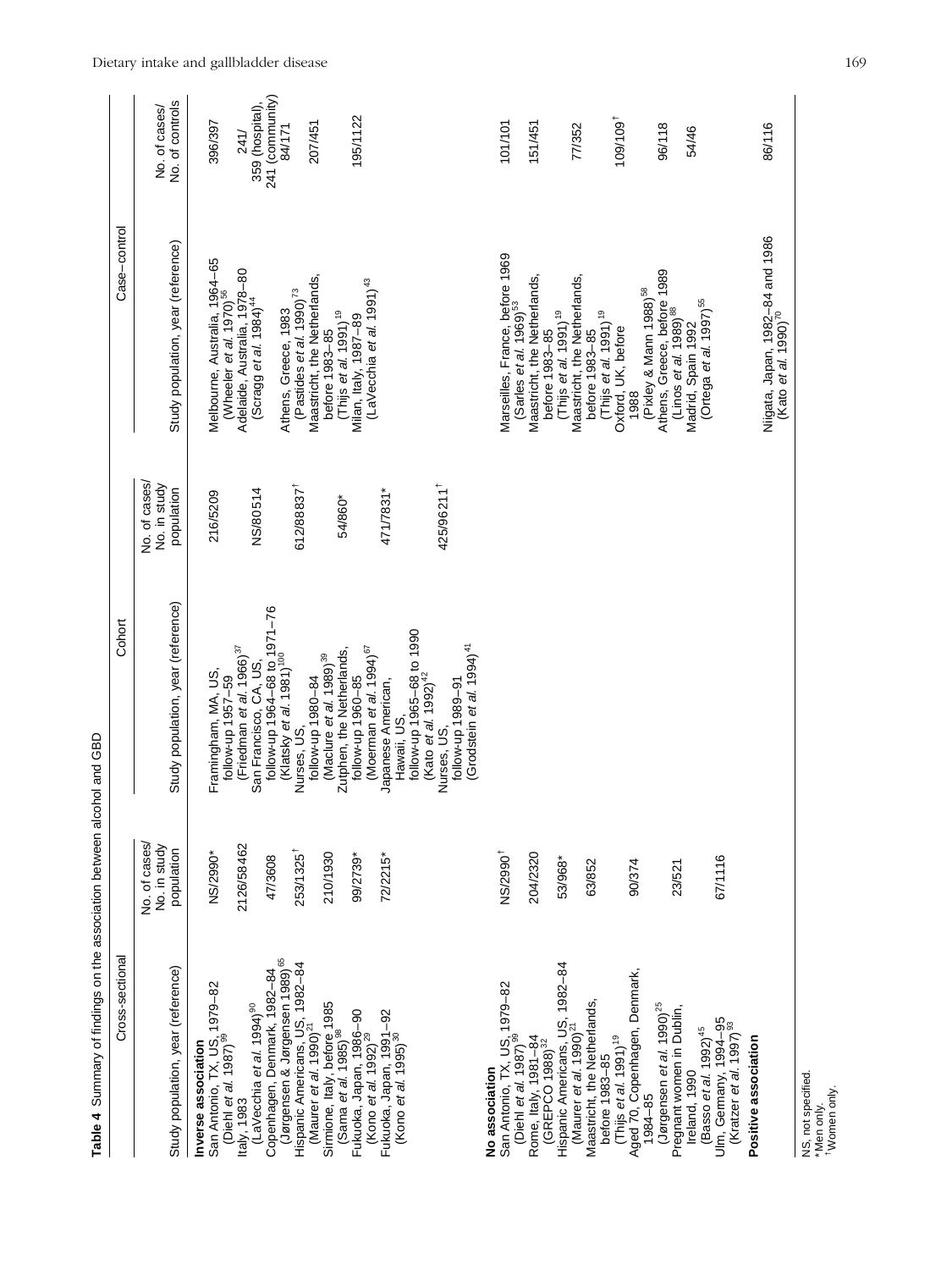**Table 4** Summary of findings on the association between alcohol and GBD

| Cross-sectional | | Cohort | | Case–control | |
|---|---|---|---|---|---|
| Study population, year (reference) | No. of cases/ No. in study population | Study population, year (reference) | No. of cases/ No. in study population | Study population, year (reference) | No. of cases/ No. of controls |
| **Inverse association** | | | | | |
| San Antonio, TX, US, 1979–82 (Diehl *et al.* 1987)[99] | NS/2990* | Framingham, MA, US, follow-up 1957–59 (Friedman *et al.* 1966)[37] | 216/5209 | Melbourne, Australia, 1964–65 (Wheeler *et al.* 1970)[56] | 396/397 |
| Italy, 1983 (LaVecchia *et al.* 1994)[90] | 2126/58462 | San Francisco, CA, US, follow-up 1964–68 to 1971–76 (Klatsky *et al.* 1981)[100] | NS/80514 | Adelaide, Australia, 1978–80 (Scragg *et al.* 1984)[44] | 241/ 359 (hospital), 241 (community) |
| Copenhagen, Denmark, 1982–84 (Jørgensen & Jørgensen 1989)[65] | 47/3608 | Nurses, US, follow-up 1980–84 (Maclure *et al.* 1989)[39] | 612/88837[†] | Athens, Greece, 1983 (Pastides *et al.* 1990)[73] | 84/171 |
| Hispanic Americans, US, 1982–84 (Maurer *et al.* 1990)[21] | 253/1325[†] | Zutphen, the Netherlands, follow-up 1960–85 (Moerman *et al.* 1994)[67] | 54/860* | Maastricht, the Netherlands, before 1983–85 (Thijs *et al.* 1991)[19] | 207/451 |
| Sirmione, Italy, before 1985 (Sama *et al.* 1985)[98] | 210/1930 | Japanese American, Hawaii, US, follow-up 1965–68 to 1990 (Kato *et al.* 1992)[42] | 471/7831* | Milan, Italy, 1987–89 (LaVecchia *et al.* 1991)[43] | 195/1122 |
| Fukuoka, Japan, 1986–90 (Kono *et al.* 1992)[29] | 99/2739* | Nurses, US, follow-up 1989–91 (Grodstein *et al.* 1994)[41] | 425/96211[†] | | |
| Fukuoka, Japan, 1991–92 (Kono *et al.* 1995)[30] | 72/2215* | | | | |
| **No association** | | | | | |
| San Antonio, TX, US, 1979–82 (Diehl *et al.* 1987)[99] | NS/2990[†] | | | Marseilles, France, before 1969 (Sarles *et al.* 1969)[53] | 101/101 |
| Rome, Italy, 1981–84 (GREPCO 1988)[32] | 204/2320 | | | Maastricht, the Netherlands, before 1983–85 (Thijs *et al.* 1991)[19] | 151/451 |
| Hispanic Americans, US, 1982–84 (Maurer *et al.* 1990)[21] | 53/968* | | | Maastricht, the Netherlands, before 1983–85 (Thijs *et al.* 1991)[19] | 77/352 |
| Maastricht, the Netherlands, before 1983–85 (Thijs *et al.* 1991)[19] | 63/852 | | | Oxford, UK, before 1988 (Pixley & Mann 1988)[58] | 109/109[†] |
| Aged 70, Copenhagen, Denmark, 1984–85 (Jørgensen *et al.* 1990)[25] | 90/374 | | | Athens, Greece, before 1989 (Linos *et al.* 1989)[88] | 96/118 |
| Pregnant women in Dublin, Ireland, 1990 (Basso *et al.* 1992)[45] | 23/521 | | | Madrid, Spain 1992 (Ortega *et al.* 1997)[55] | 54/46 |
| Ulm, Germany, 1994–95 (Kratzer *et al.* 1997)[93] | 67/1116 | | | | |
| **Positive association** | | | | | |
| | | | | Niigata, Japan, 1982–84 and 1986 (Kato *et al.* 1990)[70] | 86/116 |

NS, not specified.
* Men only.
[†] Women only.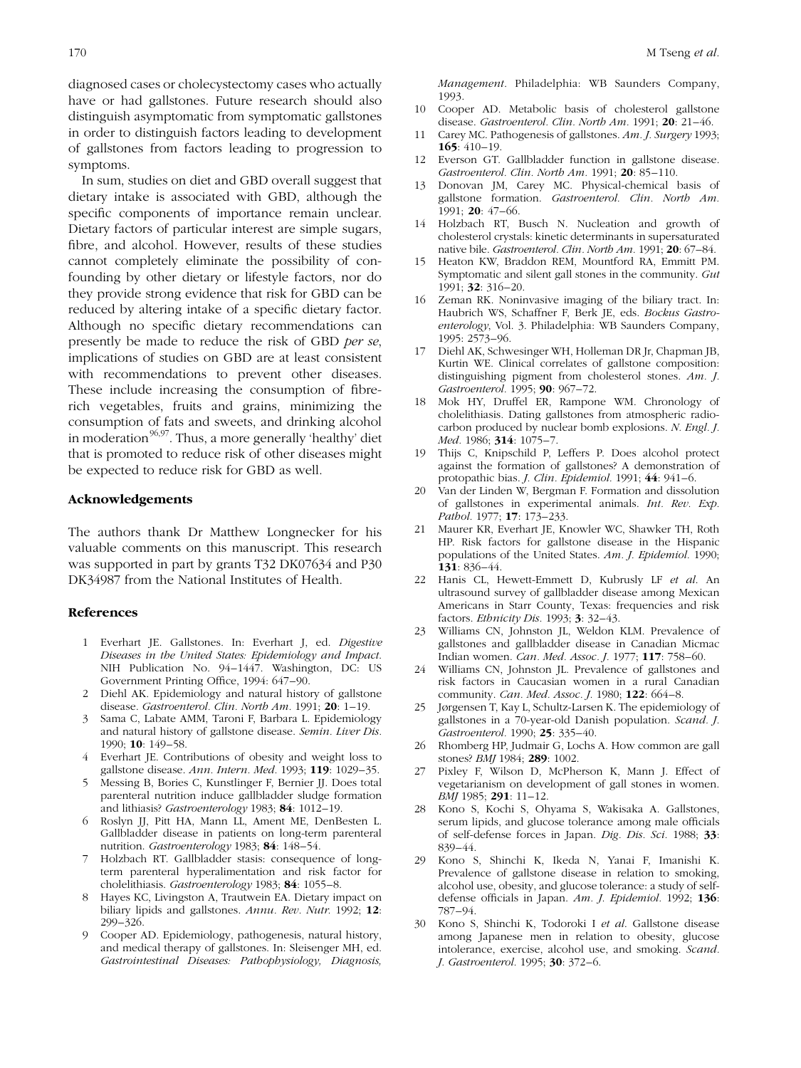diagnosed cases or cholecystectomy cases who actually have or had gallstones. Future research should also distinguish asymptomatic from symptomatic gallstones in order to distinguish factors leading to development of gallstones from factors leading to progression to symptoms.

In sum, studies on diet and GBD overall suggest that dietary intake is associated with GBD, although the specific components of importance remain unclear. Dietary factors of particular interest are simple sugars, fibre, and alcohol. However, results of these studies cannot completely eliminate the possibility of confounding by other dietary or lifestyle factors, nor do they provide strong evidence that risk for GBD can be reduced by altering intake of a specific dietary factor. Although no specific dietary recommendations can presently be made to reduce the risk of GBD *per se*, implications of studies on GBD are at least consistent with recommendations to prevent other diseases. These include increasing the consumption of fibre-rich vegetables, fruits and grains, minimizing the consumption of fats and sweets, and drinking alcohol in moderation[96,97]. Thus, a more generally 'healthy' diet that is promoted to reduce risk of other diseases might be expected to reduce risk for GBD as well.

## Acknowledgements

The authors thank Dr Matthew Longnecker for his valuable comments on this manuscript. This research was supported in part by grants T32 DK07634 and P30 DK34987 from the National Institutes of Health.

## References

1. Everhart JE. Gallstones. In: Everhart J, ed. *Digestive Diseases in the United States: Epidemiology and Impact*. NIH Publication No. 94–1447. Washington, DC: US Government Printing Office, 1994: 647–90.
2. Diehl AK. Epidemiology and natural history of gallstone disease. *Gastroenterol. Clin. North Am.* 1991; **20**: 1–19.
3. Sama C, Labate AMM, Taroni F, Barbara L. Epidemiology and natural history of gallstone disease. *Semin. Liver Dis.* 1990; **10**: 149–58.
4. Everhart JE. Contributions of obesity and weight loss to gallstone disease. *Ann. Intern. Med.* 1993; **119**: 1029–35.
5. Messing B, Bories C, Kunstlinger F, Bernier JJ. Does total parenteral nutrition induce gallbladder sludge formation and lithiasis? *Gastroenterology* 1983; **84**: 1012–19.
6. Roslyn JJ, Pitt HA, Mann LL, Ament ME, DenBesten L. Gallbladder disease in patients on long-term parenteral nutrition. *Gastroenterology* 1983; **84**: 148–54.
7. Holzbach RT. Gallbladder stasis: consequence of long-term parenteral hyperalimentation and risk factor for cholelithiasis. *Gastroenterology* 1983; **84**: 1055–8.
8. Hayes KC, Livingston A, Trautwein EA. Dietary impact on biliary lipids and gallstones. *Annu. Rev. Nutr.* 1992; **12**: 299–326.
9. Cooper AD. Epidemiology, pathogenesis, natural history, and medical therapy of gallstones. In: Sleisenger MH, ed. *Gastrointestinal Diseases: Pathophysiology, Diagnosis, Management*. Philadelphia: WB Saunders Company, 1993.
10. Cooper AD. Metabolic basis of cholesterol gallstone disease. *Gastroenterol. Clin. North Am.* 1991; **20**: 21–46.
11. Carey MC. Pathogenesis of gallstones. *Am. J. Surgery* 1993; **165**: 410–19.
12. Everson GT. Gallbladder function in gallstone disease. *Gastroenterol. Clin. North Am.* 1991; **20**: 85–110.
13. Donovan JM, Carey MC. Physical-chemical basis of gallstone formation. *Gastroenterol. Clin. North Am.* 1991; **20**: 47–66.
14. Holzbach RT, Busch N. Nucleation and growth of cholesterol crystals: kinetic determinants in supersaturated native bile. *Gastroenterol. Clin. North Am.* 1991; **20**: 67–84.
15. Heaton KW, Braddon REM, Mountford RA, Emmitt PM. Symptomatic and silent gall stones in the community. *Gut* 1991; **32**: 316–20.
16. Zeman RK. Noninvasive imaging of the biliary tract. In: Haubrich WS, Schaffner F, Berk JE, eds. *Bockus Gastroenterology*, Vol. 3. Philadelphia: WB Saunders Company, 1995: 2573–96.
17. Diehl AK, Schwesinger WH, Holleman DR Jr, Chapman JB, Kurtin WE. Clinical correlates of gallstone composition: distinguishing pigment from cholesterol stones. *Am. J. Gastroenterol.* 1995; **90**: 967–72.
18. Mok HY, Druffel ER, Rampone WM. Chronology of cholelithiasis. Dating gallstones from atmospheric radiocarbon produced by nuclear bomb explosions. *N. Engl. J. Med.* 1986; **314**: 1075–7.
19. Thijs C, Knipschild P, Leffers P. Does alcohol protect against the formation of gallstones? A demonstration of protopathic bias. *J. Clin. Epidemiol.* 1991; **44**: 941–6.
20. Van der Linden W, Bergman F. Formation and dissolution of gallstones in experimental animals. *Int. Rev. Exp. Pathol.* 1977; **17**: 173–233.
21. Maurer KR, Everhart JE, Knowler WC, Shawker TH, Roth HP. Risk factors for gallstone disease in the Hispanic populations of the United States. *Am. J. Epidemiol.* 1990; **131**: 836–44.
22. Hanis CL, Hewett-Emmett D, Kubrusly LF *et al.* An ultrasound survey of gallbladder disease among Mexican Americans in Starr County, Texas: frequencies and risk factors. *Ethnicity Dis.* 1993; **3**: 32–43.
23. Williams CN, Johnston JL, Weldon KLM. Prevalence of gallstones and gallbladder disease in Canadian Micmac Indian women. *Can. Med. Assoc. J.* 1977; **117**: 758–60.
24. Williams CN, Johnston JL. Prevalence of gallstones and risk factors in Caucasian women in a rural Canadian community. *Can. Med. Assoc. J.* 1980; **122**: 664–8.
25. Jørgensen T, Kay L, Schultz-Larsen K. The epidemiology of gallstones in a 70-year-old Danish population. *Scand. J. Gastroenterol.* 1990; **25**: 335–40.
26. Rhomberg HP, Judmair G, Lochs A. How common are gall stones? *BMJ* 1984; **289**: 1002.
27. Pixley F, Wilson D, McPherson K, Mann J. Effect of vegetarianism on development of gall stones in women. *BMJ* 1985; **291**: 11–12.
28. Kono S, Kochi S, Ohyama S, Wakisaka A. Gallstones, serum lipids, and glucose tolerance among male officials of self-defense forces in Japan. *Dig. Dis. Sci.* 1988; **33**: 839–44.
29. Kono S, Shinchi K, Ikeda N, Yanai F, Imanishi K. Prevalence of gallstone disease in relation to smoking, alcohol use, obesity, and glucose tolerance: a study of self-defense officials in Japan. *Am. J. Epidemiol.* 1992; **136**: 787–94.
30. Kono S, Shinchi K, Todoroki I *et al.* Gallstone disease among Japanese men in relation to obesity, glucose intolerance, exercise, alcohol use, and smoking. *Scand. J. Gastroenterol.* 1995; **30**: 372–6.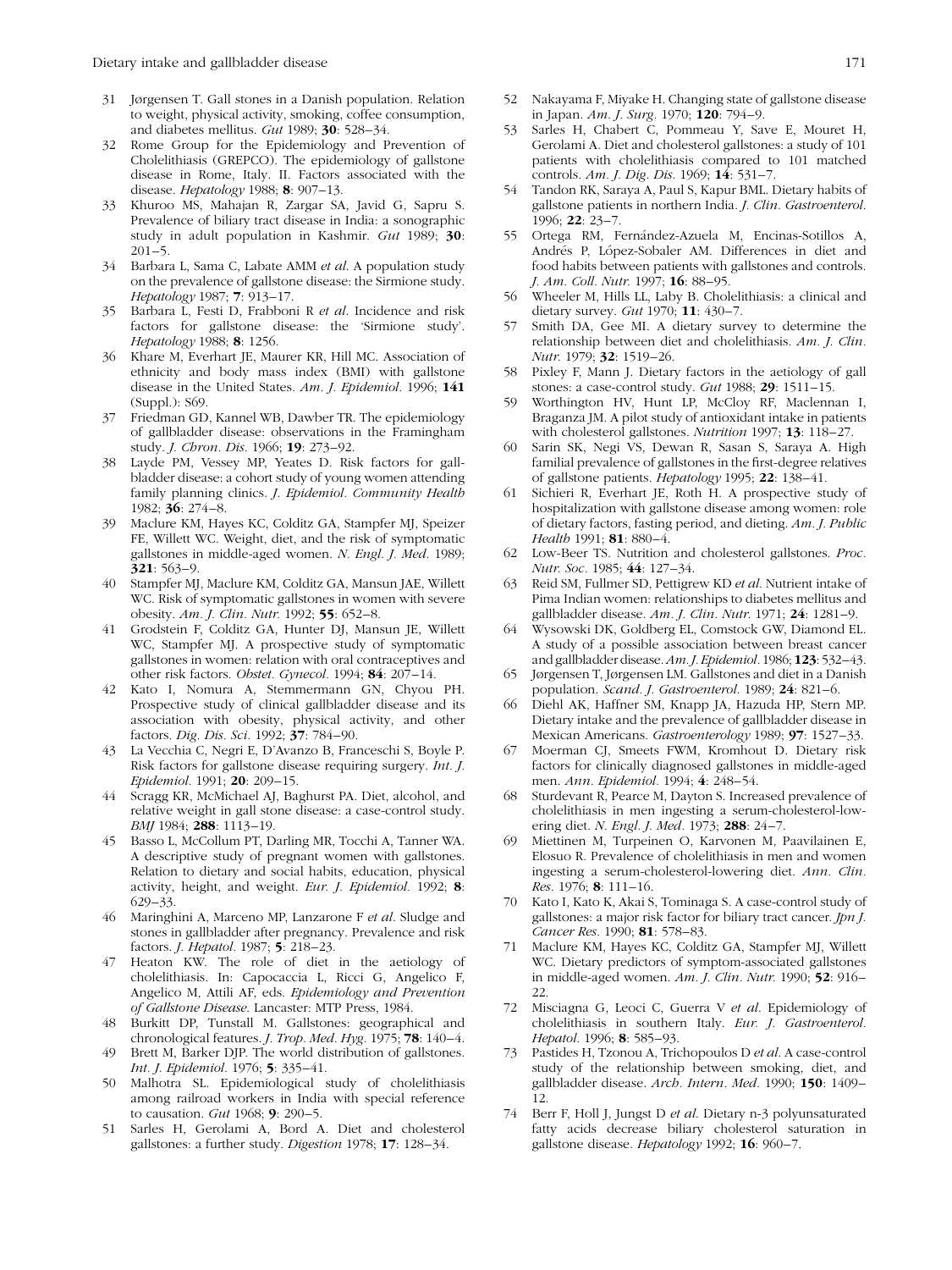31 Jørgensen T. Gall stones in a Danish population. Relation to weight, physical activity, smoking, coffee consumption, and diabetes mellitus. *Gut* 1989; **30**: 528–34.

32 Rome Group for the Epidemiology and Prevention of Cholelithiasis (GREPCO). The epidemiology of gallstone disease in Rome, Italy. II. Factors associated with the disease. *Hepatology* 1988; **8**: 907–13.

33 Khuroo MS, Mahajan R, Zargar SA, Javid G, Sapru S. Prevalence of biliary tract disease in India: a sonographic study in adult population in Kashmir. *Gut* 1989; **30**: 201–5.

34 Barbara L, Sama C, Labate AMM *et al*. A population study on the prevalence of gallstone disease: the Sirmione study. *Hepatology* 1987; **7**: 913–17.

35 Barbara L, Festi D, Frabboni R *et al*. Incidence and risk factors for gallstone disease: the 'Sirmione study'. *Hepatology* 1988; **8**: 1256.

36 Khare M, Everhart JE, Maurer KR, Hill MC. Association of ethnicity and body mass index (BMI) with gallstone disease in the United States. *Am. J. Epidemiol.* 1996; **141** (Suppl.): S69.

37 Friedman GD, Kannel WB, Dawber TR. The epidemiology of gallbladder disease: observations in the Framingham study. *J. Chron. Dis.* 1966; **19**: 273–92.

38 Layde PM, Vessey MP, Yeates D. Risk factors for gallbladder disease: a cohort study of young women attending family planning clinics. *J. Epidemiol. Community Health* 1982; **36**: 274–8.

39 Maclure KM, Hayes KC, Colditz GA, Stampfer MJ, Speizer FE, Willett WC. Weight, diet, and the risk of symptomatic gallstones in middle-aged women. *N. Engl. J. Med.* 1989; **321**: 563–9.

40 Stampfer MJ, Maclure KM, Colditz GA, Mansun JAE, Willett WC. Risk of symptomatic gallstones in women with severe obesity. *Am. J. Clin. Nutr.* 1992; **55**: 652–8.

41 Grodstein F, Colditz GA, Hunter DJ, Mansun JE, Willett WC, Stampfer MJ. A prospective study of symptomatic gallstones in women: relation with oral contraceptives and other risk factors. *Obstet. Gynecol.* 1994; **84**: 207–14.

42 Kato I, Nomura A, Stemmermann GN, Chyou PH. Prospective study of clinical gallbladder disease and its association with obesity, physical activity, and other factors. *Dig. Dis. Sci.* 1992; **37**: 784–90.

43 La Vecchia C, Negri E, D'Avanzo B, Franceschi S, Boyle P. Risk factors for gallstone disease requiring surgery. *Int. J. Epidemiol.* 1991; **20**: 209–15.

44 Scragg KR, McMichael AJ, Baghurst PA. Diet, alcohol, and relative weight in gall stone disease: a case-control study. *BMJ* 1984; **288**: 1113–19.

45 Basso L, McCollum PT, Darling MR, Tocchi A, Tanner WA. A descriptive study of pregnant women with gallstones. Relation to dietary and social habits, education, physical activity, height, and weight. *Eur. J. Epidemiol.* 1992; **8**: 629–33.

46 Maringhini A, Marceno MP, Lanzarone F *et al*. Sludge and stones in gallbladder after pregnancy. Prevalence and risk factors. *J. Hepatol.* 1987; **5**: 218–23.

47 Heaton KW. The role of diet in the aetiology of cholelithiasis. In: Capocaccia L, Ricci G, Angelico F, Angelico M, Attili AF, eds. *Epidemiology and Prevention of Gallstone Disease*. Lancaster: MTP Press, 1984.

48 Burkitt DP, Tunstall M. Gallstones: geographical and chronological features. *J. Trop. Med. Hyg.* 1975; **78**: 140–4.

49 Brett M, Barker DJP. The world distribution of gallstones. *Int. J. Epidemiol.* 1976; **5**: 335–41.

50 Malhotra SL. Epidemiological study of cholelithiasis among railroad workers in India with special reference to causation. *Gut* 1968; **9**: 290–5.

51 Sarles H, Gerolami A, Bord A. Diet and cholesterol gallstones: a further study. *Digestion* 1978; **17**: 128–34.

52 Nakayama F, Miyake H. Changing state of gallstone disease in Japan. *Am. J. Surg.* 1970; **120**: 794–9.

53 Sarles H, Chabert C, Pommeau Y, Save E, Mouret H, Gerolami A. Diet and cholesterol gallstones: a study of 101 patients with cholelithiasis compared to 101 matched controls. *Am. J. Dig. Dis.* 1969; **14**: 531–7.

54 Tandon RK, Saraya A, Paul S, Kapur BML. Dietary habits of gallstone patients in northern India. *J. Clin. Gastroenterol.* 1996; **22**: 23–7.

55 Ortega RM, Fernández-Azuela M, Encinas-Sotillos A, Andrés P, López-Sobaler AM. Differences in diet and food habits between patients with gallstones and controls. *J. Am. Coll. Nutr.* 1997; **16**: 88–95.

56 Wheeler M, Hills LL, Laby B. Cholelithiasis: a clinical and dietary survey. *Gut* 1970; **11**: 430–7.

57 Smith DA, Gee MI. A dietary survey to determine the relationship between diet and cholelithiasis. *Am. J. Clin. Nutr.* 1979; **32**: 1519–26.

58 Pixley F, Mann J. Dietary factors in the aetiology of gall stones: a case-control study. *Gut* 1988; **29**: 1511–15.

59 Worthington HV, Hunt LP, McCloy RF, Maclennan I, Braganza JM. A pilot study of antioxidant intake in patients with cholesterol gallstones. *Nutrition* 1997; **13**: 118–27.

60 Sarin SK, Negi VS, Dewan R, Sasan S, Saraya A. High familial prevalence of gallstones in the first-degree relatives of gallstone patients. *Hepatology* 1995; **22**: 138–41.

61 Sichieri R, Everhart JE, Roth H. A prospective study of hospitalization with gallstone disease among women: role of dietary factors, fasting period, and dieting. *Am. J. Public Health* 1991; **81**: 880–4.

62 Low-Beer TS. Nutrition and cholesterol gallstones. *Proc. Nutr. Soc.* 1985; **44**: 127–34.

63 Reid SM, Fullmer SD, Pettigrew KD *et al*. Nutrient intake of Pima Indian women: relationships to diabetes mellitus and gallbladder disease. *Am. J. Clin. Nutr.* 1971; **24**: 1281–9.

64 Wysowski DK, Goldberg EL, Comstock GW, Diamond EL. A study of a possible association between breast cancer and gallbladder disease. *Am. J. Epidemiol.* 1986; **123**: 532–43.

65 Jørgensen T, Jørgensen LM. Gallstones and diet in a Danish population. *Scand. J. Gastroenterol.* 1989; **24**: 821–6.

66 Diehl AK, Haffner SM, Knapp JA, Hazuda HP, Stern MP. Dietary intake and the prevalence of gallbladder disease in Mexican Americans. *Gastroenterology* 1989; **97**: 1527–33.

67 Moerman CJ, Smeets FWM, Kromhout D. Dietary risk factors for clinically diagnosed gallstones in middle-aged men. *Ann. Epidemiol.* 1994; **4**: 248–54.

68 Sturdevant R, Pearce M, Dayton S. Increased prevalence of cholelithiasis in men ingesting a serum-cholesterol-lowering diet. *N. Engl. J. Med.* 1973; **288**: 24–7.

69 Miettinen M, Turpeinen O, Karvonen M, Paavilainen E, Elosuo R. Prevalence of cholelithiasis in men and women ingesting a serum-cholesterol-lowering diet. *Ann. Clin. Res.* 1976; **8**: 111–16.

70 Kato I, Kato K, Akai S, Tominaga S. A case-control study of gallstones: a major risk factor for biliary tract cancer. *Jpn J. Cancer Res.* 1990; **81**: 578–83.

71 Maclure KM, Hayes KC, Colditz GA, Stampfer MJ, Willett WC. Dietary predictors of symptom-associated gallstones in middle-aged women. *Am. J. Clin. Nutr.* 1990; **52**: 916–22.

72 Misciagna G, Leoci C, Guerra V *et al*. Epidemiology of cholelithiasis in southern Italy. *Eur. J. Gastroenterol. Hepatol.* 1996; **8**: 585–93.

73 Pastides H, Tzonou A, Trichopoulos D *et al*. A case-control study of the relationship between smoking, diet, and gallbladder disease. *Arch. Intern. Med.* 1990; **150**: 1409–12.

74 Berr F, Holl J, Jungst D *et al*. Dietary n-3 polyunsaturated fatty acids decrease biliary cholesterol saturation in gallstone disease. *Hepatology* 1992; **16**: 960–7.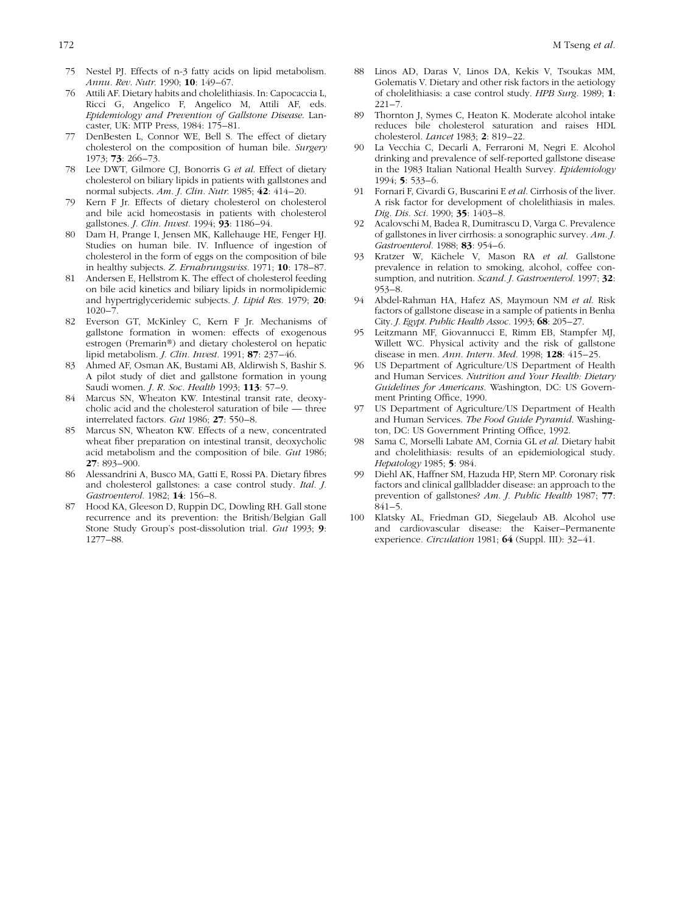75 Nestel PJ. Effects of n-3 fatty acids on lipid metabolism. *Annu. Rev. Nutr.* 1990; **10**: 149–67.

76 Attili AF. Dietary habits and cholelithiasis. In: Capocaccia L, Ricci G, Angelico F, Angelico M, Attili AF, eds. *Epidemiology and Prevention of Gallstone Disease.* Lancaster, UK: MTP Press, 1984: 175–81.

77 DenBesten L, Connor WE, Bell S. The effect of dietary cholesterol on the composition of human bile. *Surgery* 1973; **73**: 266–73.

78 Lee DWT, Gilmore CJ, Bonorris G *et al.* Effect of dietary cholesterol on biliary lipids in patients with gallstones and normal subjects. *Am. J. Clin. Nutr.* 1985; **42**: 414–20.

79 Kern F Jr. Effects of dietary cholesterol on cholesterol and bile acid homeostasis in patients with cholesterol gallstones. *J. Clin. Invest.* 1994; **93**: 1186–94.

80 Dam H, Prange I, Jensen MK, Kallehauge HE, Fenger HJ. Studies on human bile. IV. Influence of ingestion of cholesterol in the form of eggs on the composition of bile in healthy subjects. *Z. Ernahrungswiss.* 1971; **10**: 178–87.

81 Andersen E, Hellstrom K. The effect of cholesterol feeding on bile acid kinetics and biliary lipids in normolipidemic and hypertriglyceridemic subjects. *J. Lipid Res.* 1979; **20**: 1020–7.

82 Everson GT, McKinley C, Kern F Jr. Mechanisms of gallstone formation in women: effects of exogenous estrogen (Premarin®) and dietary cholesterol on hepatic lipid metabolism. *J. Clin. Invest.* 1991; **87**: 237–46.

83 Ahmed AF, Osman AK, Bustami AB, Aldirwish S, Bashir S. A pilot study of diet and gallstone formation in young Saudi women. *J. R. Soc. Health* 1993; **113**: 57–9.

84 Marcus SN, Wheaton KW. Intestinal transit rate, deoxycholic acid and the cholesterol saturation of bile — three interrelated factors. *Gut* 1986; **27**: 550–8.

85 Marcus SN, Wheaton KW. Effects of a new, concentrated wheat fiber preparation on intestinal transit, deoxycholic acid metabolism and the composition of bile. *Gut* 1986; **27**: 893–900.

86 Alessandrini A, Busco MA, Gatti E, Rossi PA. Dietary fibres and cholesterol gallstones: a case control study. *Ital. J. Gastroenterol.* 1982; **14**: 156–8.

87 Hood KA, Gleeson D, Ruppin DC, Dowling RH. Gall stone recurrence and its prevention: the British/Belgian Gall Stone Study Group's post-dissolution trial. *Gut* 1993; **9**: 1277–88.

88 Linos AD, Daras V, Linos DA, Kekis V, Tsoukas MM, Golematis V. Dietary and other risk factors in the aetiology of cholelithiasis: a case control study. *HPB Surg.* 1989; **1**: 221–7.

89 Thornton J, Symes C, Heaton K. Moderate alcohol intake reduces bile cholesterol saturation and raises HDL cholesterol. *Lancet* 1983; **2**: 819–22.

90 La Vecchia C, Decarli A, Ferraroni M, Negri E. Alcohol drinking and prevalence of self-reported gallstone disease in the 1983 Italian National Health Survey. *Epidemiology* 1994; **5**: 533–6.

91 Fornari F, Civardi G, Buscarini E *et al.* Cirrhosis of the liver. A risk factor for development of cholelithiasis in males. *Dig. Dis. Sci.* 1990; **35**: 1403–8.

92 Acalovschi M, Badea R, Dumitrascu D, Varga C. Prevalence of gallstones in liver cirrhosis: a sonographic survey. *Am. J. Gastroenterol.* 1988; **83**: 954–6.

93 Kratzer W, Kächele V, Mason RA *et al.* Gallstone prevalence in relation to smoking, alcohol, coffee consumption, and nutrition. *Scand. J. Gastroenterol.* 1997; **32**: 953–8.

94 Abdel-Rahman HA, Hafez AS, Maymoun NM *et al.* Risk factors of gallstone disease in a sample of patients in Benha City. *J. Egypt. Public Health Assoc.* 1993; **68**: 205–27.

95 Leitzmann MF, Giovannucci E, Rimm EB, Stampfer MJ, Willett WC. Physical activity and the risk of gallstone disease in men. *Ann. Intern. Med.* 1998; **128**: 415–25.

96 US Department of Agriculture/US Department of Health and Human Services. *Nutrition and Your Health: Dietary Guidelines for Americans.* Washington, DC: US Government Printing Office, 1990.

97 US Department of Agriculture/US Department of Health and Human Services. *The Food Guide Pyramid.* Washington, DC: US Government Printing Office, 1992.

98 Sama C, Morselli Labate AM, Cornia GL *et al.* Dietary habit and cholelithiasis: results of an epidemiological study. *Hepatology* 1985; **5**: 984.

99 Diehl AK, Haffner SM, Hazuda HP, Stern MP. Coronary risk factors and clinical gallbladder disease: an approach to the prevention of gallstones? *Am. J. Public Health* 1987; **77**: 841–5.

100 Klatsky AL, Friedman GD, Siegelaub AB. Alcohol use and cardiovascular disease: the Kaiser–Permanente experience. *Circulation* 1981; **64** (Suppl. III): 32–41.